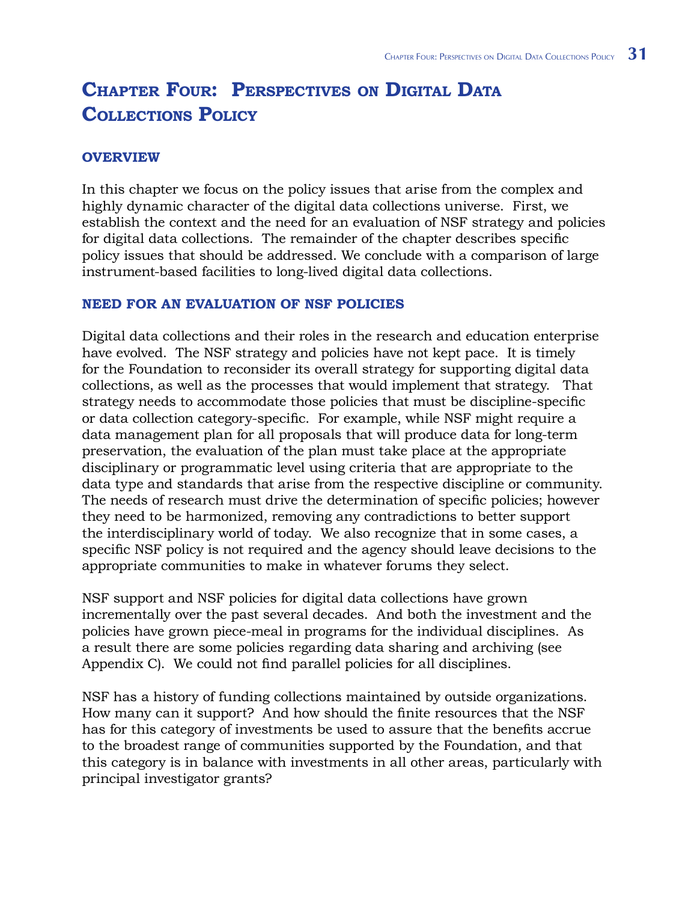# Chapter Four: Perspectives on Digital Data Collections Policy

## OVERVIEW

In this chapter we focus on the policy issues that arise from the complex and highly dynamic character of the digital data collections universe. First, we establish the context and the need for an evaluation of NSF strategy and policies for digital data collections. The remainder of the chapter describes specific policy issues that should be addressed. We conclude with a comparison of large instrument-based facilities to long-lived digital data collections.

## NEED FOR AN EVALUATION OF NSF POLICIES

Digital data collections and their roles in the research and education enterprise have evolved. The NSF strategy and policies have not kept pace. It is timely for the Foundation to reconsider its overall strategy for supporting digital data collections, as well as the processes that would implement that strategy. That strategy needs to accommodate those policies that must be discipline-specific or data collection category-specific. For example, while NSF might require a data management plan for all proposals that will produce data for long-term preservation, the evaluation of the plan must take place at the appropriate disciplinary or programmatic level using criteria that are appropriate to the data type and standards that arise from the respective discipline or community. The needs of research must drive the determination of specific policies; however they need to be harmonized, removing any contradictions to better support the interdisciplinary world of today. We also recognize that in some cases, a specific NSF policy is not required and the agency should leave decisions to the appropriate communities to make in whatever forums they select.

NSF support and NSF policies for digital data collections have grown incrementally over the past several decades. And both the investment and the policies have grown piece-meal in programs for the individual disciplines. As a result there are some policies regarding data sharing and archiving (see Appendix C). We could not find parallel policies for all disciplines.

NSF has a history of funding collections maintained by outside organizations. How many can it support? And how should the finite resources that the NSF has for this category of investments be used to assure that the benefits accrue to the broadest range of communities supported by the Foundation, and that this category is in balance with investments in all other areas, particularly with principal investigator grants?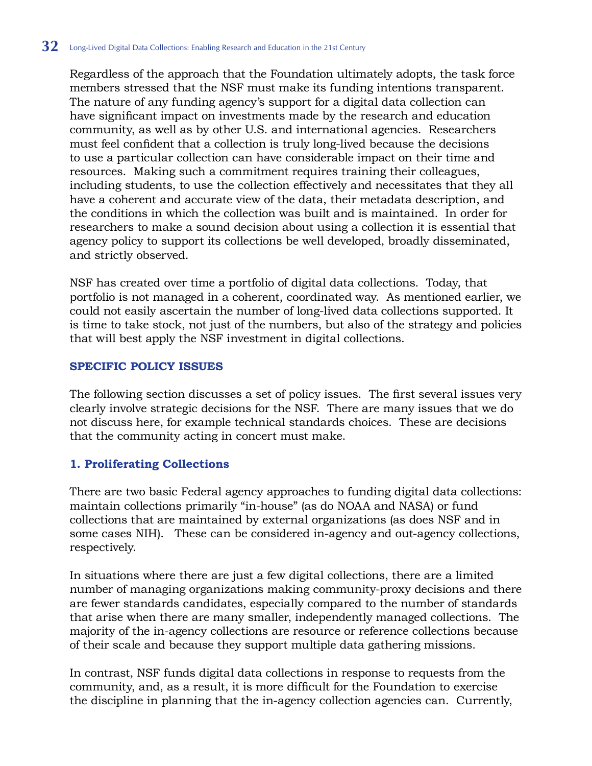Regardless of the approach that the Foundation ultimately adopts, the task force members stressed that the NSF must make its funding intentions transparent. The nature of any funding agency's support for a digital data collection can have significant impact on investments made by the research and education community, as well as by other U.S. and international agencies. Researchers must feel confident that a collection is truly long-lived because the decisions to use a particular collection can have considerable impact on their time and resources. Making such a commitment requires training their colleagues, including students, to use the collection effectively and necessitates that they all have a coherent and accurate view of the data, their metadata description, and the conditions in which the collection was built and is maintained. In order for researchers to make a sound decision about using a collection it is essential that agency policy to support its collections be well developed, broadly disseminated, and strictly observed.

NSF has created over time a portfolio of digital data collections. Today, that portfolio is not managed in a coherent, coordinated way. As mentioned earlier, we could not easily ascertain the number of long-lived data collections supported. It is time to take stock, not just of the numbers, but also of the strategy and policies that will best apply the NSF investment in digital collections.

## SPECIFIC POLICY ISSUES

The following section discusses a set of policy issues. The first several issues very clearly involve strategic decisions for the NSF. There are many issues that we do not discuss here, for example technical standards choices. These are decisions that the community acting in concert must make.

### 1. Proliferating Collections

There are two basic Federal agency approaches to funding digital data collections: maintain collections primarily "in-house" (as do NOAA and NASA) or fund collections that are maintained by external organizations (as does NSF and in some cases NIH). These can be considered in-agency and out-agency collections, respectively.

In situations where there are just a few digital collections, there are a limited number of managing organizations making community-proxy decisions and there are fewer standards candidates, especially compared to the number of standards that arise when there are many smaller, independently managed collections. The majority of the in-agency collections are resource or reference collections because of their scale and because they support multiple data gathering missions.

In contrast, NSF funds digital data collections in response to requests from the community, and, as a result, it is more difficult for the Foundation to exercise the discipline in planning that the in-agency collection agencies can. Currently,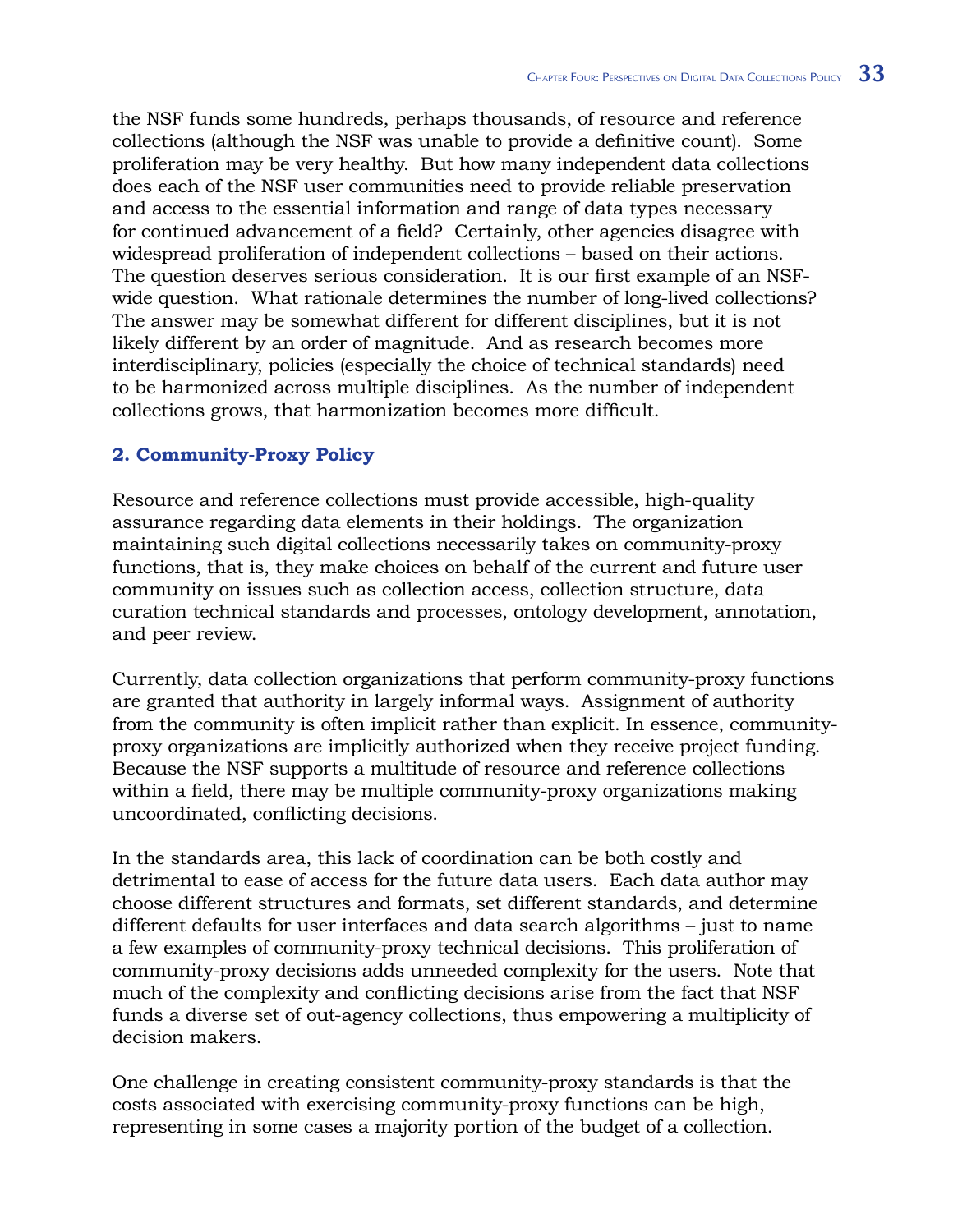the NSF funds some hundreds, perhaps thousands, of resource and reference collections (although the NSF was unable to provide a definitive count). Some proliferation may be very healthy. But how many independent data collections does each of the NSF user communities need to provide reliable preservation and access to the essential information and range of data types necessary for continued advancement of a field? Certainly, other agencies disagree with widespread proliferation of independent collections – based on their actions. The question deserves serious consideration. It is our first example of an NSF-wide question. What rationale determines the number of long-lived collections? The answer may be somewhat different for different disciplines, but it is not likely different by an order of magnitude. And as research becomes more interdisciplinary, policies (especially the choice of technical standards) need to be harmonized across multiple disciplines. As the number of independent collections grows, that harmonization becomes more difficult.

### 2. Community-Proxy Policy

Resource and reference collections must provide accessible, high-quality assurance regarding data elements in their holdings. The organization maintaining such digital collections necessarily takes on community-proxy functions, that is, they make choices on behalf of the current and future user community on issues such as collection access, collection structure, data curation technical standards and processes, ontology development, annotation, and peer review.

Currently, data collection organizations that perform community-proxy functions are granted that authority in largely informal ways. Assignment of authority from the community is often implicit rather than explicit. In essence, community-proxy organizations are implicitly authorized when they receive project funding. Because the NSF supports a multitude of resource and reference collections within a field, there may be multiple community-proxy organizations making uncoordinated, conflicting decisions.

In the standards area, this lack of coordination can be both costly and detrimental to ease of access for the future data users. Each data author may choose different structures and formats, set different standards, and determine different defaults for user interfaces and data search algorithms – just to name a few examples of community-proxy technical decisions. This proliferation of community-proxy decisions adds unneeded complexity for the users. Note that much of the complexity and conflicting decisions arise from the fact that NSF funds a diverse set of out-agency collections, thus empowering a multiplicity of decision makers.

One challenge in creating consistent community-proxy standards is that the costs associated with exercising community-proxy functions can be high, representing in some cases a majority portion of the budget of a collection.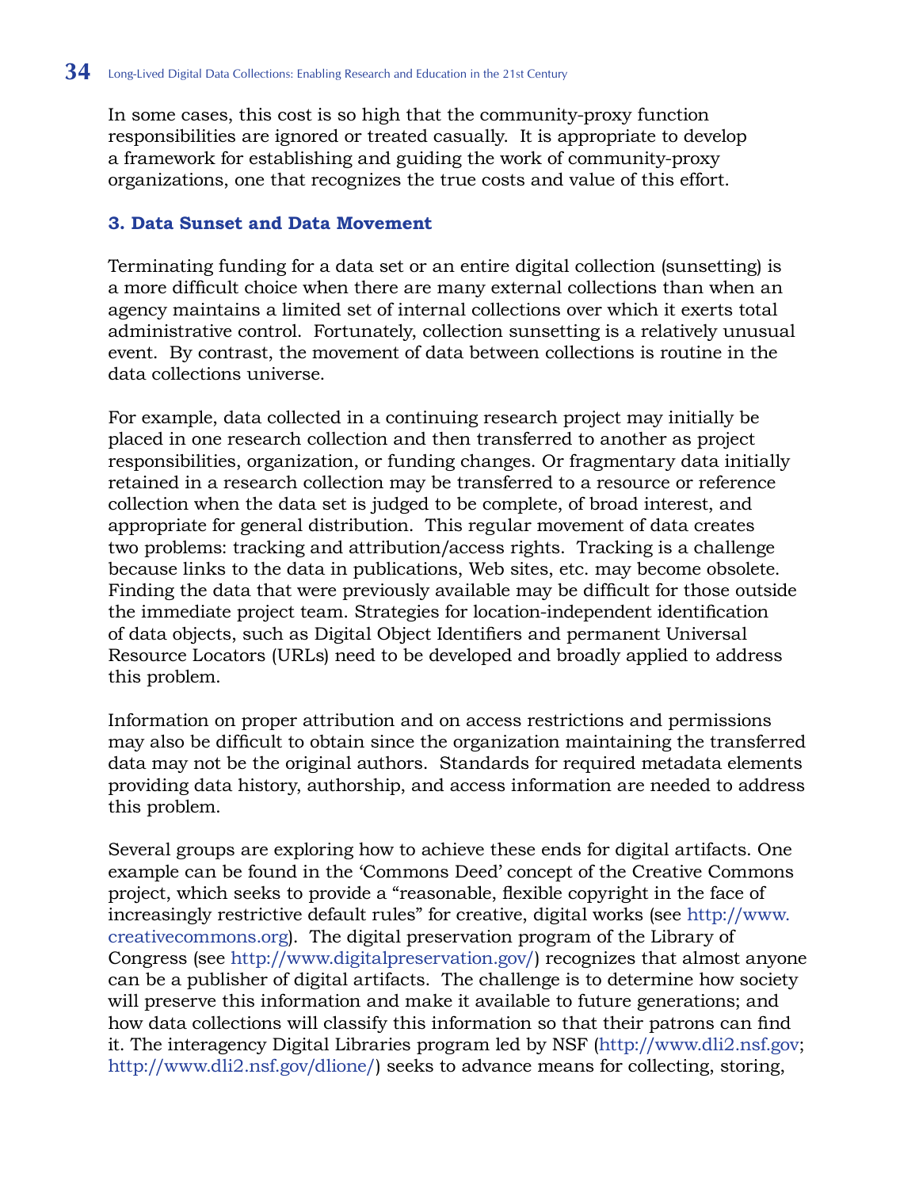In some cases, this cost is so high that the community-proxy function responsibilities are ignored or treated casually. It is appropriate to develop a framework for establishing and guiding the work of community-proxy organizations, one that recognizes the true costs and value of this effort.

### 3. Data Sunset and Data Movement

Terminating funding for a data set or an entire digital collection (sunsetting) is a more difficult choice when there are many external collections than when an agency maintains a limited set of internal collections over which it exerts total administrative control. Fortunately, collection sunsetting is a relatively unusual event. By contrast, the movement of data between collections is routine in the data collections universe.

For example, data collected in a continuing research project may initially be placed in one research collection and then transferred to another as project responsibilities, organization, or funding changes. Or fragmentary data initially retained in a research collection may be transferred to a resource or reference collection when the data set is judged to be complete, of broad interest, and appropriate for general distribution. This regular movement of data creates two problems: tracking and attribution/access rights. Tracking is a challenge because links to the data in publications, Web sites, etc. may become obsolete. Finding the data that were previously available may be difficult for those outside the immediate project team. Strategies for location-independent identification of data objects, such as Digital Object Identifiers and permanent Universal Resource Locators (URLs) need to be developed and broadly applied to address this problem.

Information on proper attribution and on access restrictions and permissions may also be difficult to obtain since the organization maintaining the transferred data may not be the original authors. Standards for required metadata elements providing data history, authorship, and access information are needed to address this problem.

Several groups are exploring how to achieve these ends for digital artifacts. One example can be found in the 'Commons Deed' concept of the Creative Commons project, which seeks to provide a "reasonable, flexible copyright in the face of increasingly restrictive default rules" for creative, digital works (see http://www.creativecommons.org). The digital preservation program of the Library of Congress (see http://www.digitalpreservation.gov/) recognizes that almost anyone can be a publisher of digital artifacts. The challenge is to determine how society will preserve this information and make it available to future generations; and how data collections will classify this information so that their patrons can find it. The interagency Digital Libraries program led by NSF (http://www.dli2.nsf.gov; http://www.dli2.nsf.gov/dlione/) seeks to advance means for collecting, storing,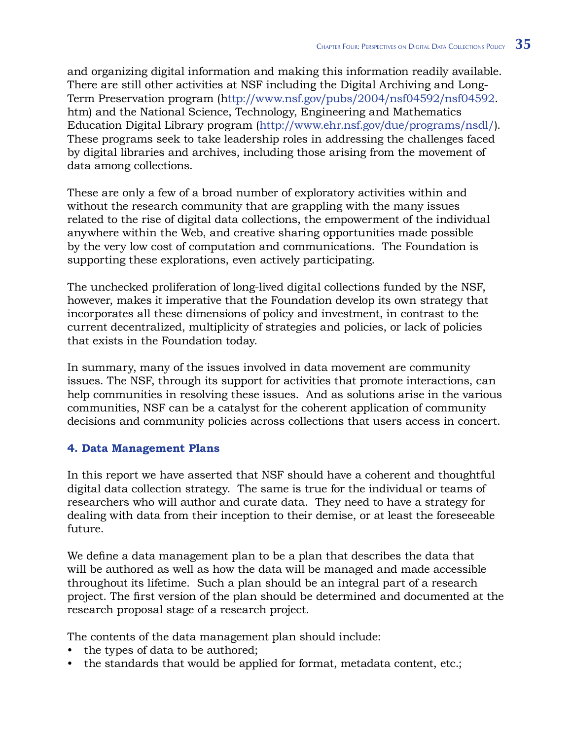and organizing digital information and making this information readily available. There are still other activities at NSF including the Digital Archiving and Long-Term Preservation program (http://www.nsf.gov/pubs/2004/nsf04592/nsf04592.htm) and the National Science, Technology, Engineering and Mathematics Education Digital Library program (http://www.ehr.nsf.gov/due/programs/nsdl/). These programs seek to take leadership roles in addressing the challenges faced by digital libraries and archives, including those arising from the movement of data among collections.

These are only a few of a broad number of exploratory activities within and without the research community that are grappling with the many issues related to the rise of digital data collections, the empowerment of the individual anywhere within the Web, and creative sharing opportunities made possible by the very low cost of computation and communications. The Foundation is supporting these explorations, even actively participating.

The unchecked proliferation of long-lived digital collections funded by the NSF, however, makes it imperative that the Foundation develop its own strategy that incorporates all these dimensions of policy and investment, in contrast to the current decentralized, multiplicity of strategies and policies, or lack of policies that exists in the Foundation today.

In summary, many of the issues involved in data movement are community issues. The NSF, through its support for activities that promote interactions, can help communities in resolving these issues. And as solutions arise in the various communities, NSF can be a catalyst for the coherent application of community decisions and community policies across collections that users access in concert.

### 4. Data Management Plans

In this report we have asserted that NSF should have a coherent and thoughtful digital data collection strategy. The same is true for the individual or teams of researchers who will author and curate data. They need to have a strategy for dealing with data from their inception to their demise, or at least the foreseeable future.

We define a data management plan to be a plan that describes the data that will be authored as well as how the data will be managed and made accessible throughout its lifetime. Such a plan should be an integral part of a research project. The first version of the plan should be determined and documented at the research proposal stage of a research project.

The contents of the data management plan should include:

- the types of data to be authored;
- the standards that would be applied for format, metadata content, etc.;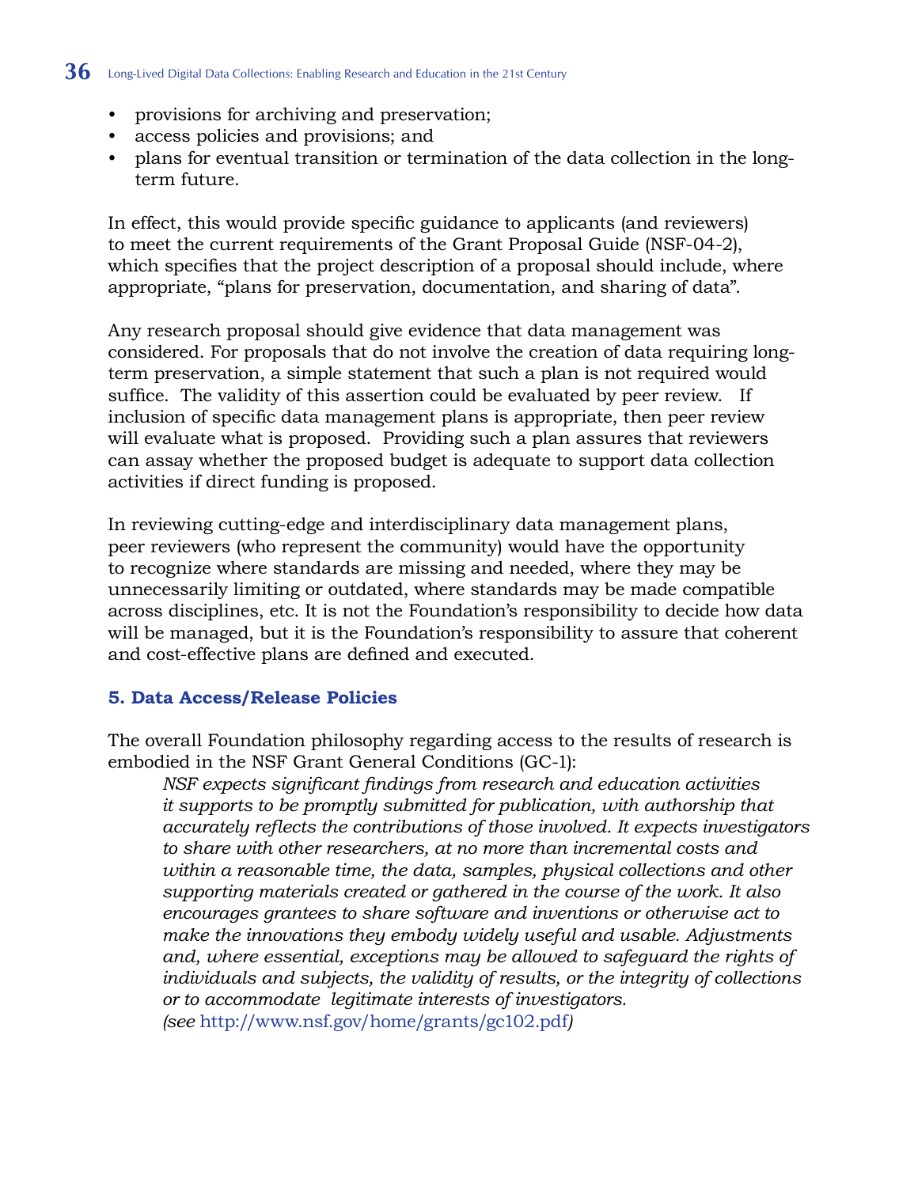- provisions for archiving and preservation;
- access policies and provisions; and
- plans for eventual transition or termination of the data collection in the long-term future.

In effect, this would provide specific guidance to applicants (and reviewers) to meet the current requirements of the Grant Proposal Guide (NSF-04-2), which specifies that the project description of a proposal should include, where appropriate, "plans for preservation, documentation, and sharing of data".

Any research proposal should give evidence that data management was considered. For proposals that do not involve the creation of data requiring long-term preservation, a simple statement that such a plan is not required would suffice. The validity of this assertion could be evaluated by peer review. If inclusion of specific data management plans is appropriate, then peer review will evaluate what is proposed. Providing such a plan assures that reviewers can assay whether the proposed budget is adequate to support data collection activities if direct funding is proposed.

In reviewing cutting-edge and interdisciplinary data management plans, peer reviewers (who represent the community) would have the opportunity to recognize where standards are missing and needed, where they may be unnecessarily limiting or outdated, where standards may be made compatible across disciplines, etc. It is not the Foundation's responsibility to decide how data will be managed, but it is the Foundation's responsibility to assure that coherent and cost-effective plans are defined and executed.

### 5. Data Access/Release Policies

The overall Foundation philosophy regarding access to the results of research is embodied in the NSF Grant General Conditions (GC-1):

> *NSF expects significant findings from research and education activities it supports to be promptly submitted for publication, with authorship that accurately reflects the contributions of those involved. It expects investigators to share with other researchers, at no more than incremental costs and within a reasonable time, the data, samples, physical collections and other supporting materials created or gathered in the course of the work. It also encourages grantees to share software and inventions or otherwise act to make the innovations they embody widely useful and usable. Adjustments and, where essential, exceptions may be allowed to safeguard the rights of individuals and subjects, the validity of results, or the integrity of collections or to accommodate legitimate interests of investigators.*
> *(see* http://www.nsf.gov/home/grants/gc102.pdf*)*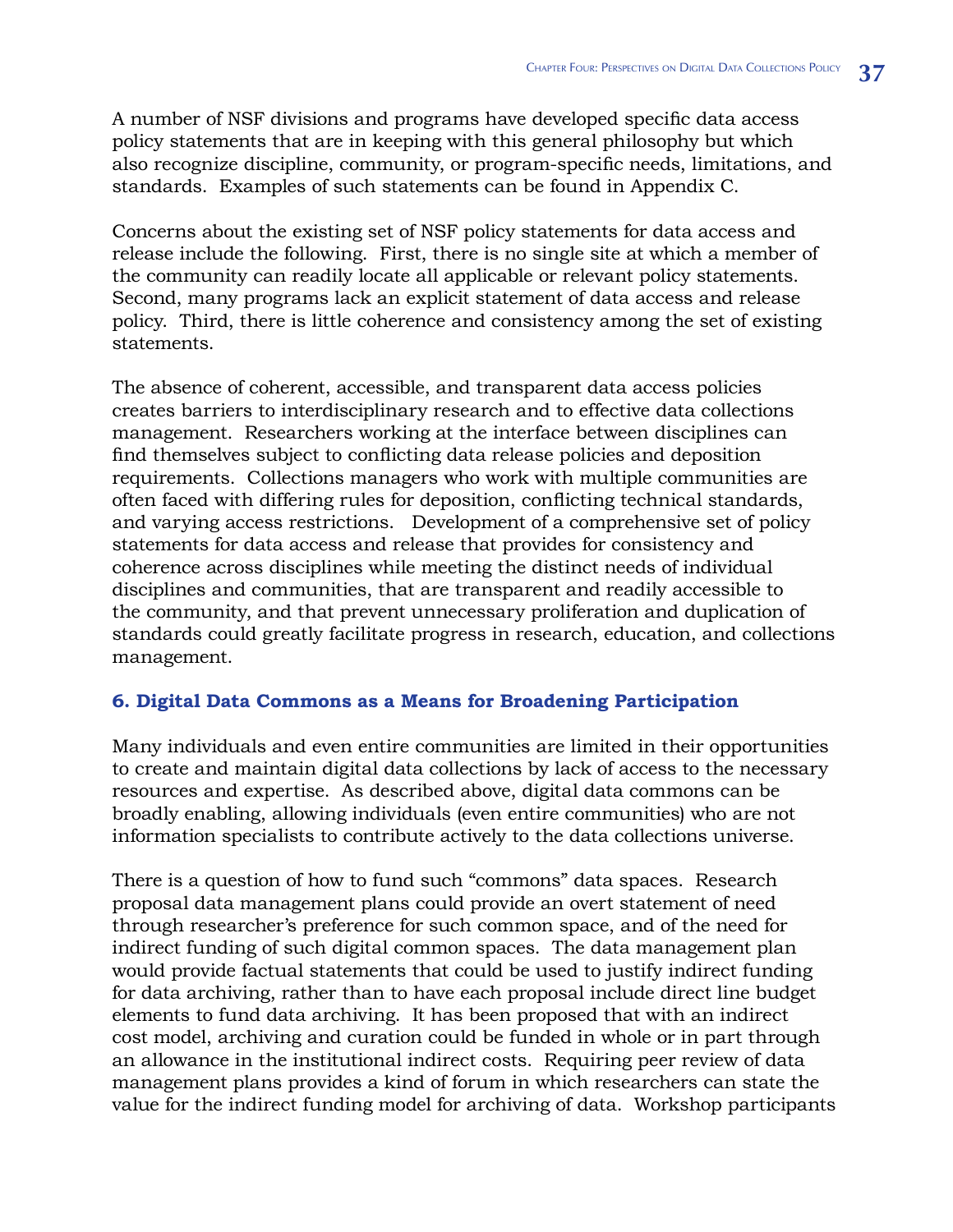A number of NSF divisions and programs have developed specific data access policy statements that are in keeping with this general philosophy but which also recognize discipline, community, or program-specific needs, limitations, and standards. Examples of such statements can be found in Appendix C.

Concerns about the existing set of NSF policy statements for data access and release include the following. First, there is no single site at which a member of the community can readily locate all applicable or relevant policy statements. Second, many programs lack an explicit statement of data access and release policy. Third, there is little coherence and consistency among the set of existing statements.

The absence of coherent, accessible, and transparent data access policies creates barriers to interdisciplinary research and to effective data collections management. Researchers working at the interface between disciplines can find themselves subject to conflicting data release policies and deposition requirements. Collections managers who work with multiple communities are often faced with differing rules for deposition, conflicting technical standards, and varying access restrictions. Development of a comprehensive set of policy statements for data access and release that provides for consistency and coherence across disciplines while meeting the distinct needs of individual disciplines and communities, that are transparent and readily accessible to the community, and that prevent unnecessary proliferation and duplication of standards could greatly facilitate progress in research, education, and collections management.

### 6. Digital Data Commons as a Means for Broadening Participation

Many individuals and even entire communities are limited in their opportunities to create and maintain digital data collections by lack of access to the necessary resources and expertise. As described above, digital data commons can be broadly enabling, allowing individuals (even entire communities) who are not information specialists to contribute actively to the data collections universe.

There is a question of how to fund such "commons" data spaces. Research proposal data management plans could provide an overt statement of need through researcher's preference for such common space, and of the need for indirect funding of such digital common spaces. The data management plan would provide factual statements that could be used to justify indirect funding for data archiving, rather than to have each proposal include direct line budget elements to fund data archiving. It has been proposed that with an indirect cost model, archiving and curation could be funded in whole or in part through an allowance in the institutional indirect costs. Requiring peer review of data management plans provides a kind of forum in which researchers can state the value for the indirect funding model for archiving of data. Workshop participants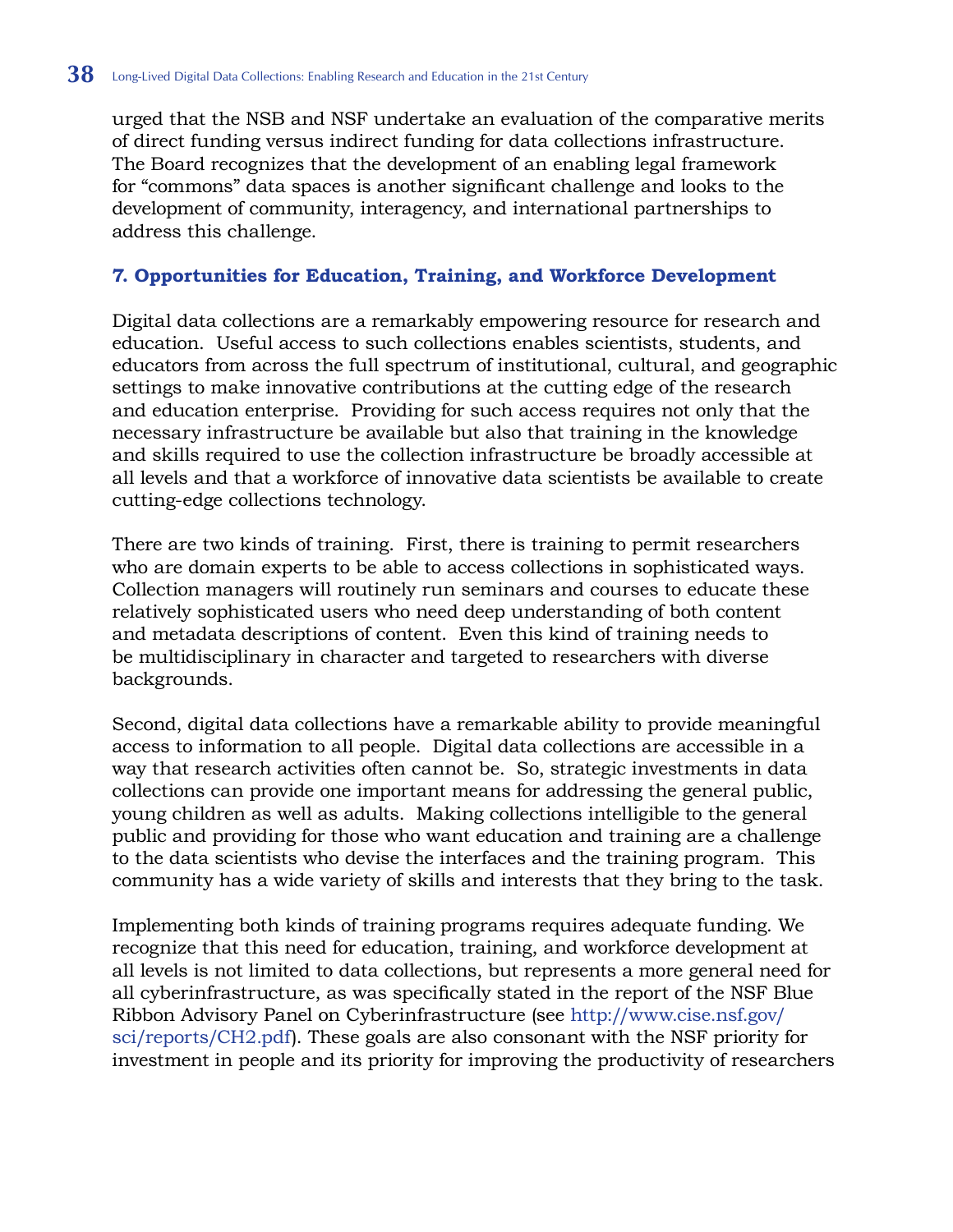urged that the NSB and NSF undertake an evaluation of the comparative merits of direct funding versus indirect funding for data collections infrastructure. The Board recognizes that the development of an enabling legal framework for "commons" data spaces is another significant challenge and looks to the development of community, interagency, and international partnerships to address this challenge.

### 7. Opportunities for Education, Training, and Workforce Development

Digital data collections are a remarkably empowering resource for research and education. Useful access to such collections enables scientists, students, and educators from across the full spectrum of institutional, cultural, and geographic settings to make innovative contributions at the cutting edge of the research and education enterprise. Providing for such access requires not only that the necessary infrastructure be available but also that training in the knowledge and skills required to use the collection infrastructure be broadly accessible at all levels and that a workforce of innovative data scientists be available to create cutting-edge collections technology.

There are two kinds of training. First, there is training to permit researchers who are domain experts to be able to access collections in sophisticated ways. Collection managers will routinely run seminars and courses to educate these relatively sophisticated users who need deep understanding of both content and metadata descriptions of content. Even this kind of training needs to be multidisciplinary in character and targeted to researchers with diverse backgrounds.

Second, digital data collections have a remarkable ability to provide meaningful access to information to all people. Digital data collections are accessible in a way that research activities often cannot be. So, strategic investments in data collections can provide one important means for addressing the general public, young children as well as adults. Making collections intelligible to the general public and providing for those who want education and training are a challenge to the data scientists who devise the interfaces and the training program. This community has a wide variety of skills and interests that they bring to the task.

Implementing both kinds of training programs requires adequate funding. We recognize that this need for education, training, and workforce development at all levels is not limited to data collections, but represents a more general need for all cyberinfrastructure, as was specifically stated in the report of the NSF Blue Ribbon Advisory Panel on Cyberinfrastructure (see http://www.cise.nsf.gov/sci/reports/CH2.pdf). These goals are also consonant with the NSF priority for investment in people and its priority for improving the productivity of researchers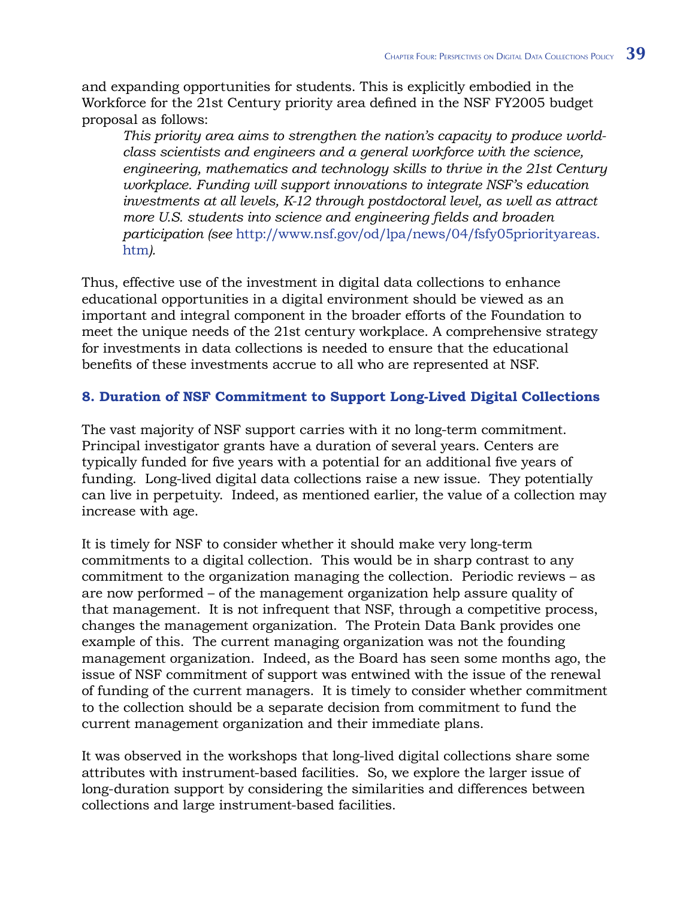and expanding opportunities for students. This is explicitly embodied in the Workforce for the 21st Century priority area defined in the NSF FY2005 budget proposal as follows:

> *This priority area aims to strengthen the nation's capacity to produce world-class scientists and engineers and a general workforce with the science, engineering, mathematics and technology skills to thrive in the 21st Century workplace. Funding will support innovations to integrate NSF's education investments at all levels, K-12 through postdoctoral level, as well as attract more U.S. students into science and engineering fields and broaden participation (see* http://www.nsf.gov/od/lpa/news/04/fsfy05priorityareas.htm*).*

Thus, effective use of the investment in digital data collections to enhance educational opportunities in a digital environment should be viewed as an important and integral component in the broader efforts of the Foundation to meet the unique needs of the 21st century workplace. A comprehensive strategy for investments in data collections is needed to ensure that the educational benefits of these investments accrue to all who are represented at NSF.

### 8. Duration of NSF Commitment to Support Long-Lived Digital Collections

The vast majority of NSF support carries with it no long-term commitment. Principal investigator grants have a duration of several years. Centers are typically funded for five years with a potential for an additional five years of funding. Long-lived digital data collections raise a new issue. They potentially can live in perpetuity. Indeed, as mentioned earlier, the value of a collection may increase with age.

It is timely for NSF to consider whether it should make very long-term commitments to a digital collection. This would be in sharp contrast to any commitment to the organization managing the collection. Periodic reviews – as are now performed – of the management organization help assure quality of that management. It is not infrequent that NSF, through a competitive process, changes the management organization. The Protein Data Bank provides one example of this. The current managing organization was not the founding management organization. Indeed, as the Board has seen some months ago, the issue of NSF commitment of support was entwined with the issue of the renewal of funding of the current managers. It is timely to consider whether commitment to the collection should be a separate decision from commitment to fund the current management organization and their immediate plans.

It was observed in the workshops that long-lived digital collections share some attributes with instrument-based facilities. So, we explore the larger issue of long-duration support by considering the similarities and differences between collections and large instrument-based facilities.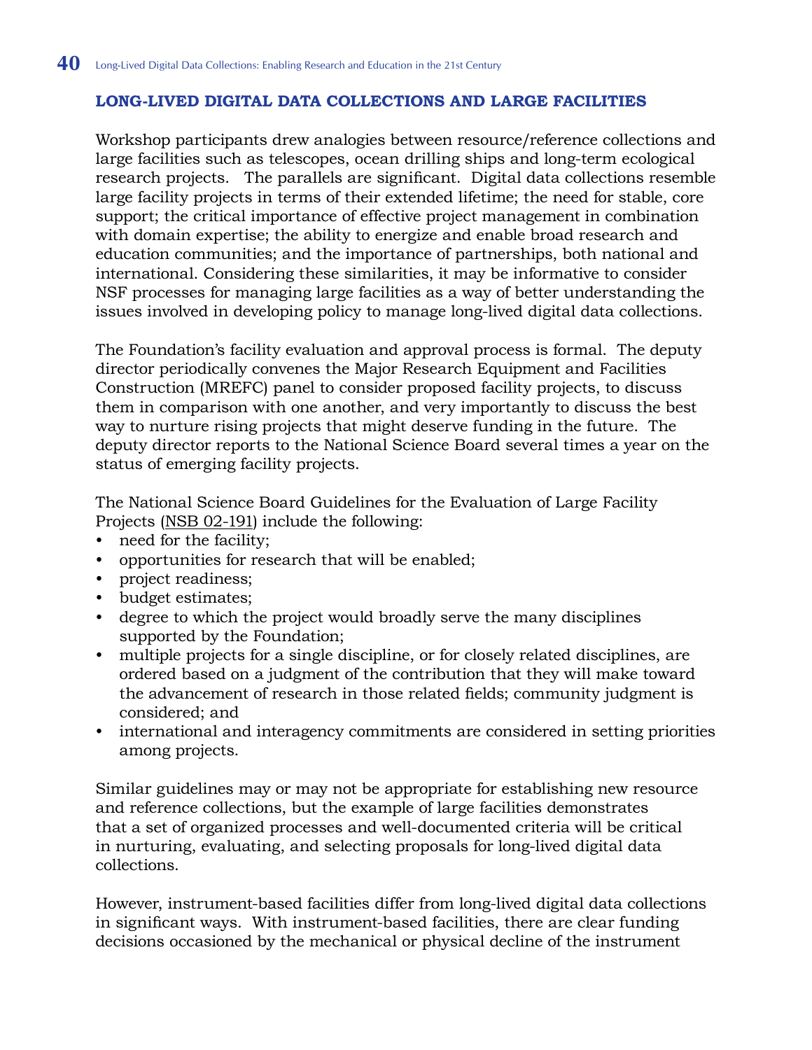## LONG-LIVED DIGITAL DATA COLLECTIONS AND LARGE FACILITIES

Workshop participants drew analogies between resource/reference collections and large facilities such as telescopes, ocean drilling ships and long-term ecological research projects. The parallels are significant. Digital data collections resemble large facility projects in terms of their extended lifetime; the need for stable, core support; the critical importance of effective project management in combination with domain expertise; the ability to energize and enable broad research and education communities; and the importance of partnerships, both national and international. Considering these similarities, it may be informative to consider NSF processes for managing large facilities as a way of better understanding the issues involved in developing policy to manage long-lived digital data collections.

The Foundation's facility evaluation and approval process is formal. The deputy director periodically convenes the Major Research Equipment and Facilities Construction (MREFC) panel to consider proposed facility projects, to discuss them in comparison with one another, and very importantly to discuss the best way to nurture rising projects that might deserve funding in the future. The deputy director reports to the National Science Board several times a year on the status of emerging facility projects.

The National Science Board Guidelines for the Evaluation of Large Facility Projects (NSB 02-191) include the following:

- need for the facility;
- opportunities for research that will be enabled;
- project readiness;
- budget estimates;
- degree to which the project would broadly serve the many disciplines supported by the Foundation;
- multiple projects for a single discipline, or for closely related disciplines, are ordered based on a judgment of the contribution that they will make toward the advancement of research in those related fields; community judgment is considered; and
- international and interagency commitments are considered in setting priorities among projects.

Similar guidelines may or may not be appropriate for establishing new resource and reference collections, but the example of large facilities demonstrates that a set of organized processes and well-documented criteria will be critical in nurturing, evaluating, and selecting proposals for long-lived digital data collections.

However, instrument-based facilities differ from long-lived digital data collections in significant ways. With instrument-based facilities, there are clear funding decisions occasioned by the mechanical or physical decline of the instrument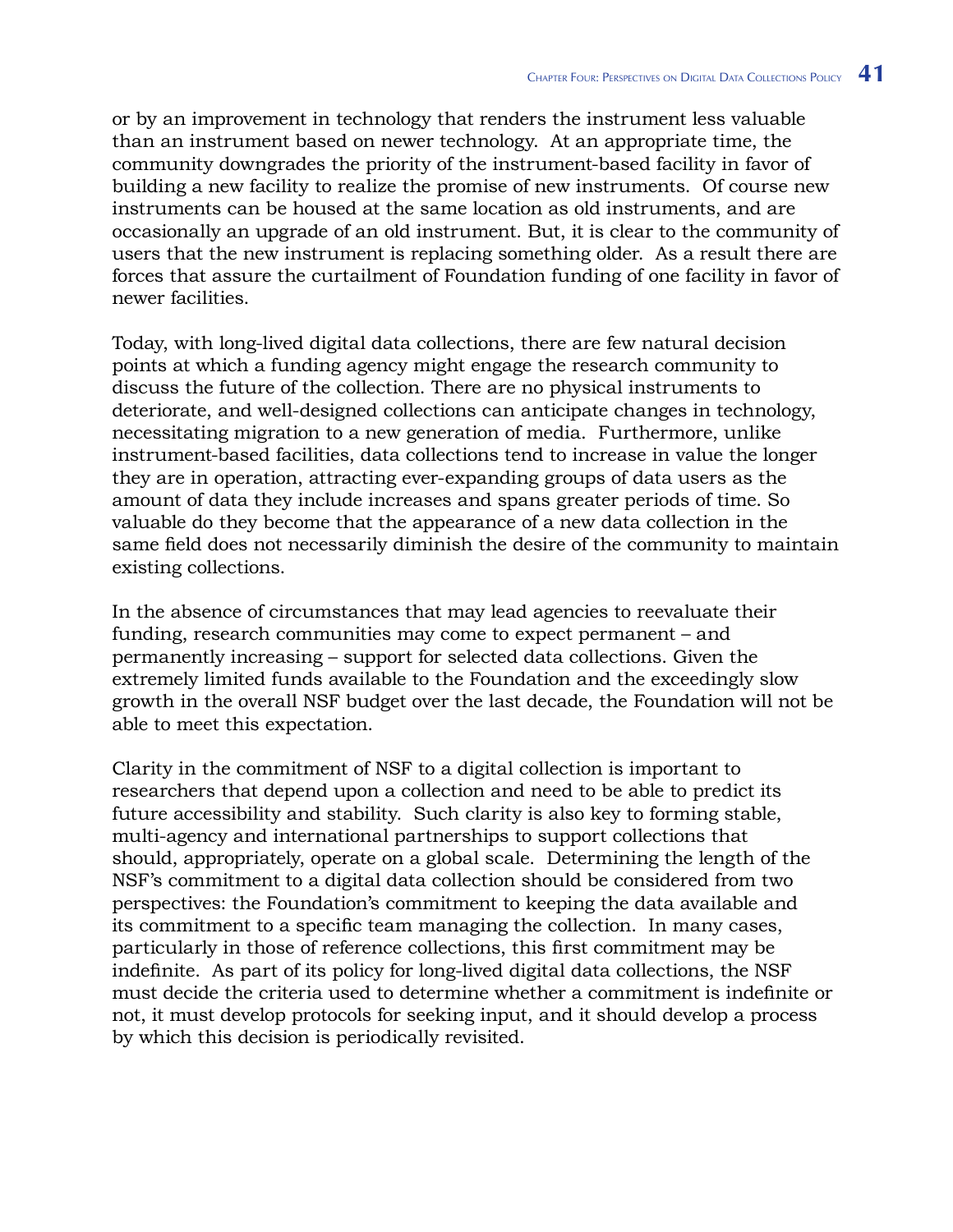or by an improvement in technology that renders the instrument less valuable than an instrument based on newer technology. At an appropriate time, the community downgrades the priority of the instrument-based facility in favor of building a new facility to realize the promise of new instruments. Of course new instruments can be housed at the same location as old instruments, and are occasionally an upgrade of an old instrument. But, it is clear to the community of users that the new instrument is replacing something older. As a result there are forces that assure the curtailment of Foundation funding of one facility in favor of newer facilities.

Today, with long-lived digital data collections, there are few natural decision points at which a funding agency might engage the research community to discuss the future of the collection. There are no physical instruments to deteriorate, and well-designed collections can anticipate changes in technology, necessitating migration to a new generation of media. Furthermore, unlike instrument-based facilities, data collections tend to increase in value the longer they are in operation, attracting ever-expanding groups of data users as the amount of data they include increases and spans greater periods of time. So valuable do they become that the appearance of a new data collection in the same field does not necessarily diminish the desire of the community to maintain existing collections.

In the absence of circumstances that may lead agencies to reevaluate their funding, research communities may come to expect permanent – and permanently increasing – support for selected data collections. Given the extremely limited funds available to the Foundation and the exceedingly slow growth in the overall NSF budget over the last decade, the Foundation will not be able to meet this expectation.

Clarity in the commitment of NSF to a digital collection is important to researchers that depend upon a collection and need to be able to predict its future accessibility and stability. Such clarity is also key to forming stable, multi-agency and international partnerships to support collections that should, appropriately, operate on a global scale. Determining the length of the NSF's commitment to a digital data collection should be considered from two perspectives: the Foundation's commitment to keeping the data available and its commitment to a specific team managing the collection. In many cases, particularly in those of reference collections, this first commitment may be indefinite. As part of its policy for long-lived digital data collections, the NSF must decide the criteria used to determine whether a commitment is indefinite or not, it must develop protocols for seeking input, and it should develop a process by which this decision is periodically revisited.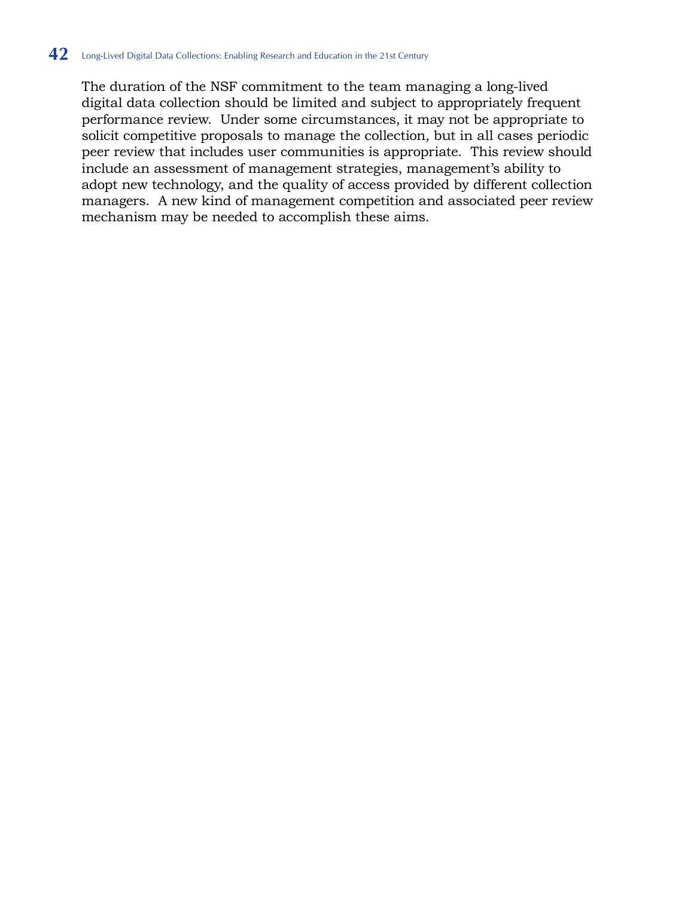The duration of the NSF commitment to the team managing a long-lived digital data collection should be limited and subject to appropriately frequent performance review. Under some circumstances, it may not be appropriate to solicit competitive proposals to manage the collection, but in all cases periodic peer review that includes user communities is appropriate. This review should include an assessment of management strategies, management's ability to adopt new technology, and the quality of access provided by different collection managers. A new kind of management competition and associated peer review mechanism may be needed to accomplish these aims.